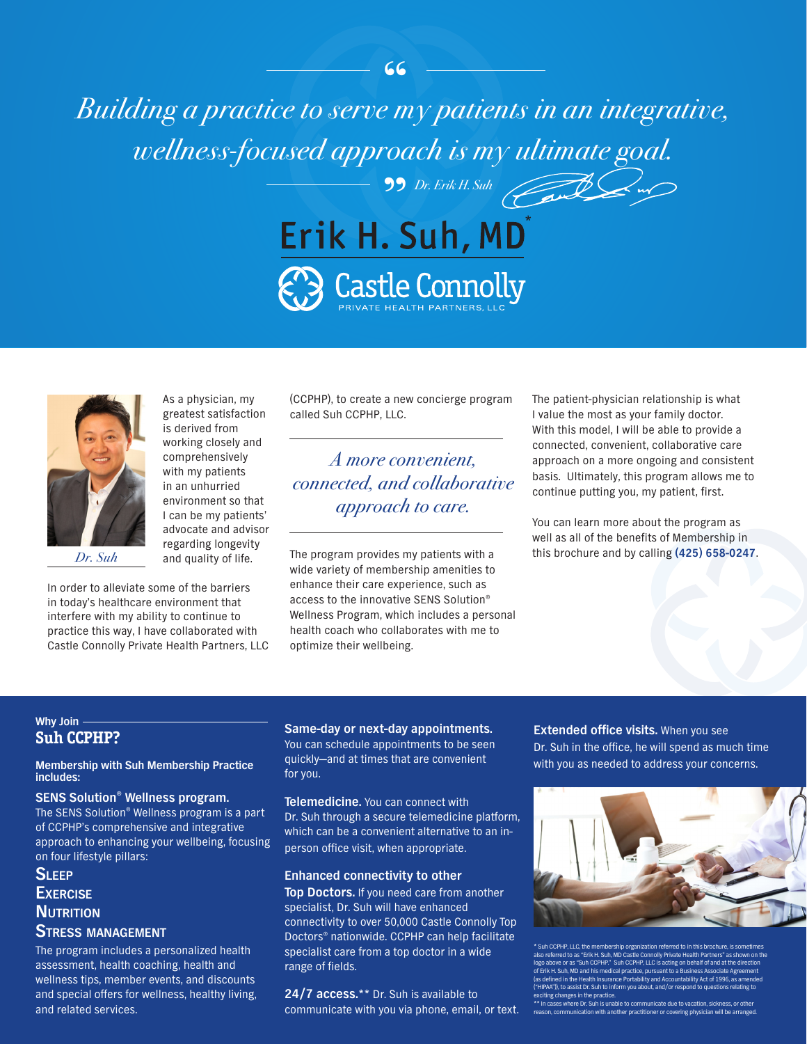> *Building a practice to serve my patients in an integrative, wellness-focused approach is my ultimate goal.*
>
> *Dr. Erik H. Suh*

# Erik H. Suh, MD*

## Castle Connolly

PRIVATE HEALTH PARTNERS, LLC

*Dr. Suh*

As a physician, my greatest satisfaction is derived from working closely and comprehensively with my patients in an unhurried environment so that I can be my patients' advocate and advisor regarding longevity and quality of life.

In order to alleviate some of the barriers in today's healthcare environment that interfere with my ability to continue to practice this way, I have collaborated with Castle Connolly Private Health Partners, LLC (CCPHP), to create a new concierge program called Suh CCPHP, LLC.

*A more convenient, connected, and collaborative approach to care.*

The program provides my patients with a wide variety of membership amenities to enhance their care experience, such as access to the innovative SENS Solution® Wellness Program, which includes a personal health coach who collaborates with me to optimize their wellbeing.

The patient-physician relationship is what I value the most as your family doctor. With this model, I will be able to provide a connected, convenient, collaborative care approach on a more ongoing and consistent basis. Ultimately, this program allows me to continue putting you, my patient, first.

You can learn more about the program as well as all of the benefits of Membership in this brochure and by calling **(425) 658-0247**.

## Why Join Suh CCPHP?

**Membership with Suh Membership Practice includes:**

**SENS Solution® Wellness program.** The SENS Solution® Wellness program is a part of CCPHP's comprehensive and integrative approach to enhancing your wellbeing, focusing on four lifestyle pillars:

- **Sleep**
- **Exercise**
- **Nutrition**
- **Stress Management**

The program includes a personalized health assessment, health coaching, health and wellness tips, member events, and discounts and special offers for wellness, healthy living, and related services.

**Same-day or next-day appointments.** You can schedule appointments to be seen quickly—and at times that are convenient for you.

**Telemedicine.** You can connect with Dr. Suh through a secure telemedicine platform, which can be a convenient alternative to an in-person office visit, when appropriate.

**Enhanced connectivity to other Top Doctors.** If you need care from another specialist, Dr. Suh will have enhanced connectivity to over 50,000 Castle Connolly Top Doctors® nationwide. CCPHP can help facilitate specialist care from a top doctor in a wide range of fields.

**24/7 access.**** Dr. Suh is available to communicate with you via phone, email, or text.

**Extended office visits.** When you see Dr. Suh in the office, he will spend as much time with you as needed to address your concerns.

\* Suh CCPHP, LLC, the membership organization referred to in this brochure, is sometimes also referred to as "Erik H. Suh, MD Castle Connolly Private Health Partners" as shown on the logo above or as "Suh CCPHP." Suh CCPHP, LLC is acting on behalf of and at the direction of Erik H. Suh, MD and his medical practice, pursuant to a Business Associate Agreement (as defined in the Health Insurance Portability and Accountability Act of 1996, as amended ("HIPAA")), to assist Dr. Suh to inform you about, and/or respond to questions relating to exciting changes in the practice.

\*\* In cases where Dr. Suh is unable to communicate due to vacation, sickness, or other reason, communication with another practitioner or covering physician will be arranged.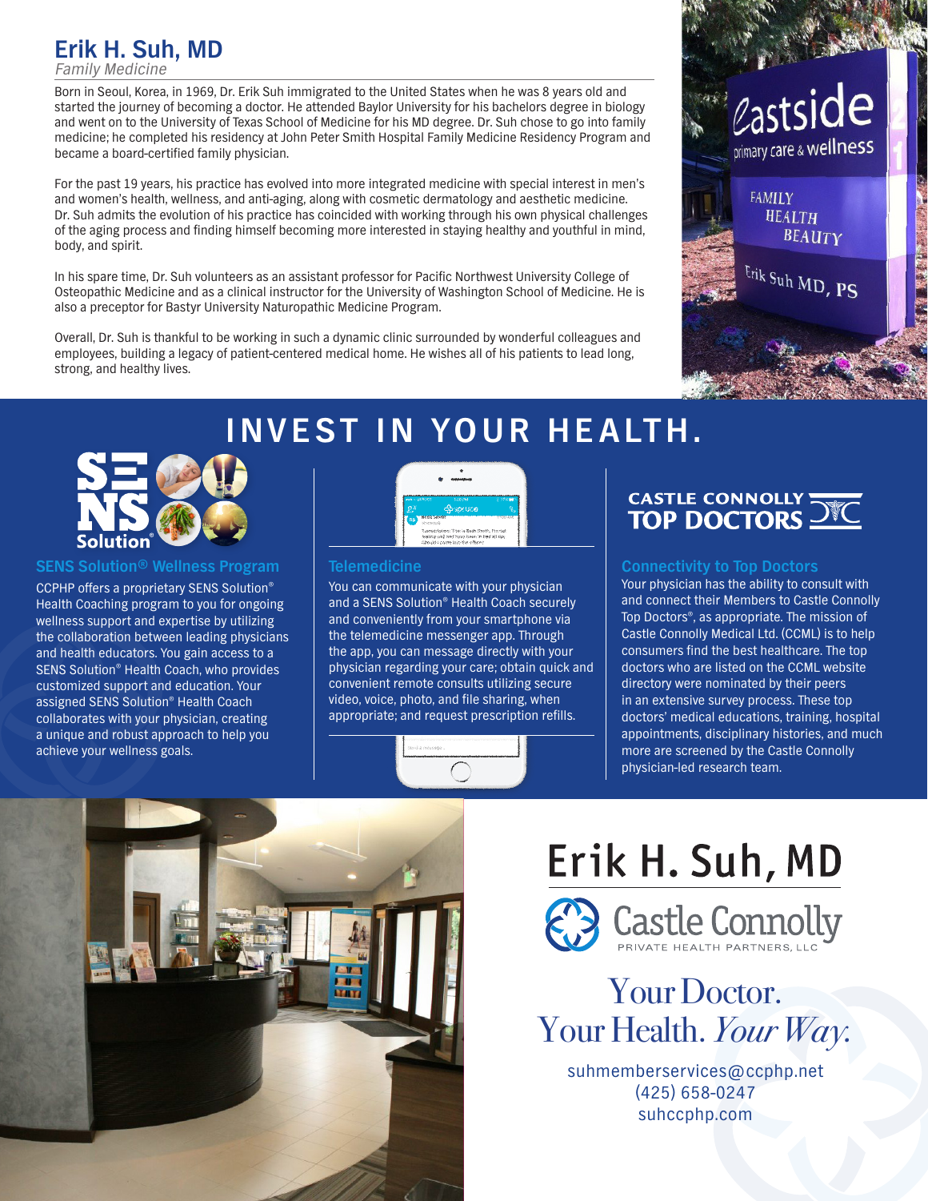# Erik H. Suh, MD

*Family Medicine*

Born in Seoul, Korea, in 1969, Dr. Erik Suh immigrated to the United States when he was 8 years old and started the journey of becoming a doctor. He attended Baylor University for his bachelors degree in biology and went on to the University of Texas School of Medicine for his MD degree. Dr. Suh chose to go into family medicine; he completed his residency at John Peter Smith Hospital Family Medicine Residency Program and became a board-certified family physician.

For the past 19 years, his practice has evolved into more integrated medicine with special interest in men's and women's health, wellness, and anti-aging, along with cosmetic dermatology and aesthetic medicine. Dr. Suh admits the evolution of his practice has coincided with working through his own physical challenges of the aging process and finding himself becoming more interested in staying healthy and youthful in mind, body, and spirit.

In his spare time, Dr. Suh volunteers as an assistant professor for Pacific Northwest University College of Osteopathic Medicine and as a clinical instructor for the University of Washington School of Medicine. He is also a preceptor for Bastyr University Naturopathic Medicine Program.

Overall, Dr. Suh is thankful to be working in such a dynamic clinic surrounded by wonderful colleagues and employees, building a legacy of patient-centered medical home. He wishes all of his patients to lead long, strong, and healthy lives.

## INVEST IN YOUR HEALTH.

### SENS Solution® Wellness Program

CCPHP offers a proprietary SENS Solution® Health Coaching program to you for ongoing wellness support and expertise by utilizing the collaboration between leading physicians and health educators. You gain access to a SENS Solution® Health Coach, who provides customized support and education. Your assigned SENS Solution® Health Coach collaborates with your physician, creating a unique and robust approach to help you achieve your wellness goals.

### Telemedicine

You can communicate with your physician and a SENS Solution® Health Coach securely and conveniently from your smartphone via the telemedicine messenger app. Through the app, you can message directly with your physician regarding your care; obtain quick and convenient remote consults utilizing secure video, voice, photo, and file sharing, when appropriate; and request prescription refills.

### Connectivity to Top Doctors

CASTLE CONNOLLY TOP DOCTORS

Your physician has the ability to consult with and connect their Members to Castle Connolly Top Doctors®, as appropriate. The mission of Castle Connolly Medical Ltd. (CCML) is to help consumers find the best healthcare. The top doctors who are listed on the CCML website directory were nominated by their peers in an extensive survey process. These top doctors' medical educations, training, hospital appointments, disciplinary histories, and much more are screened by the Castle Connolly physician-led research team.

## Erik H. Suh, MD

Castle Connolly
PRIVATE HEALTH PARTNERS, LLC

Your Doctor.
Your Health. *Your Way.*

suhmemberservices@ccphp.net
(425) 658-0247
suhccphp.com